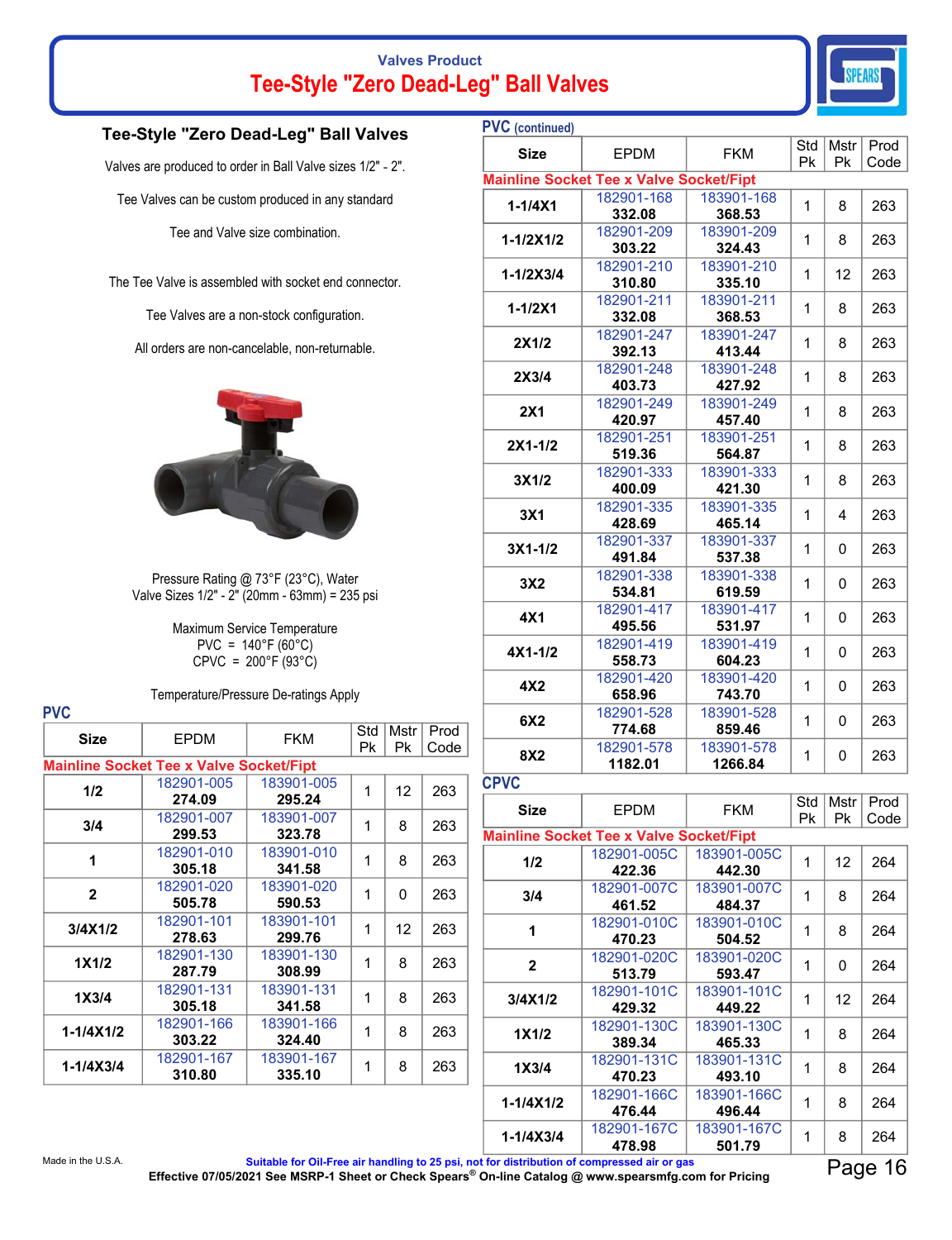# Tee-Style "Zero Dead-Leg" Ball Valves

Valves Product

## Tee-Style "Zero Dead-Leg" Ball Valves

Valves are produced to order in Ball Valve sizes 1/2" - 2".

Tee Valves can be custom produced in any standard

Tee and Valve size combination.

The Tee Valve is assembled with socket end connector.

Tee Valves are a non-stock configuration.

All orders are non-cancelable, non-returnable.

Pressure Rating @ 73°F (23°C), Water
Valve Sizes 1/2" - 2" (20mm - 63mm) = 235 psi

Maximum Service Temperature
PVC = 140°F (60°C)
CPVC = 200°F (93°C)

Temperature/Pressure De-ratings Apply

### PVC

| Size | EPDM | FKM | Std Pk | Mstr Pk | Prod Code |
|---|---|---|---|---|---|
| **Mainline Socket Tee x Valve Socket/Fipt** | | | | | |
| 1/2 | 182901-005 **274.09** | 183901-005 **295.24** | 1 | 12 | 263 |
| 3/4 | 182901-007 **299.53** | 183901-007 **323.78** | 1 | 8 | 263 |
| 1 | 182901-010 **305.18** | 183901-010 **341.58** | 1 | 8 | 263 |
| 2 | 182901-020 **505.78** | 183901-020 **590.53** | 1 | 0 | 263 |
| 3/4X1/2 | 182901-101 **278.63** | 183901-101 **299.76** | 1 | 12 | 263 |
| 1X1/2 | 182901-130 **287.79** | 183901-130 **308.99** | 1 | 8 | 263 |
| 1X3/4 | 182901-131 **305.18** | 183901-131 **341.58** | 1 | 8 | 263 |
| 1-1/4X1/2 | 182901-166 **303.22** | 183901-166 **324.40** | 1 | 8 | 263 |
| 1-1/4X3/4 | 182901-167 **310.80** | 183901-167 **335.10** | 1 | 8 | 263 |

### PVC (continued)

| Size | EPDM | FKM | Std Pk | Mstr Pk | Prod Code |
|---|---|---|---|---|---|
| **Mainline Socket Tee x Valve Socket/Fipt** | | | | | |
| 1-1/4X1 | 182901-168 **332.08** | 183901-168 **368.53** | 1 | 8 | 263 |
| 1-1/2X1/2 | 182901-209 **303.22** | 183901-209 **324.43** | 1 | 8 | 263 |
| 1-1/2X3/4 | 182901-210 **310.80** | 183901-210 **335.10** | 1 | 12 | 263 |
| 1-1/2X1 | 182901-211 **332.08** | 183901-211 **368.53** | 1 | 8 | 263 |
| 2X1/2 | 182901-247 **392.13** | 183901-247 **413.44** | 1 | 8 | 263 |
| 2X3/4 | 182901-248 **403.73** | 183901-248 **427.92** | 1 | 8 | 263 |
| 2X1 | 182901-249 **420.97** | 183901-249 **457.40** | 1 | 8 | 263 |
| 2X1-1/2 | 182901-251 **519.36** | 183901-251 **564.87** | 1 | 8 | 263 |
| 3X1/2 | 182901-333 **400.09** | 183901-333 **421.30** | 1 | 8 | 263 |
| 3X1 | 182901-335 **428.69** | 183901-335 **465.14** | 1 | 4 | 263 |
| 3X1-1/2 | 182901-337 **491.84** | 183901-337 **537.38** | 1 | 0 | 263 |
| 3X2 | 182901-338 **534.81** | 183901-338 **619.59** | 1 | 0 | 263 |
| 4X1 | 182901-417 **495.56** | 183901-417 **531.97** | 1 | 0 | 263 |
| 4X1-1/2 | 182901-419 **558.73** | 183901-419 **604.23** | 1 | 0 | 263 |
| 4X2 | 182901-420 **658.96** | 183901-420 **743.70** | 1 | 0 | 263 |
| 6X2 | 182901-528 **774.68** | 183901-528 **859.46** | 1 | 0 | 263 |
| 8X2 | 182901-578 **1182.01** | 183901-578 **1266.84** | 1 | 0 | 263 |

### CPVC

| Size | EPDM | FKM | Std Pk | Mstr Pk | Prod Code |
|---|---|---|---|---|---|
| **Mainline Socket Tee x Valve Socket/Fipt** | | | | | |
| 1/2 | 182901-005C **422.36** | 183901-005C **442.30** | 1 | 12 | 264 |
| 3/4 | 182901-007C **461.52** | 183901-007C **484.37** | 1 | 8 | 264 |
| 1 | 182901-010C **470.23** | 183901-010C **504.52** | 1 | 8 | 264 |
| 2 | 182901-020C **513.79** | 183901-020C **593.47** | 1 | 0 | 264 |
| 3/4X1/2 | 182901-101C **429.32** | 183901-101C **449.22** | 1 | 12 | 264 |
| 1X1/2 | 182901-130C **389.34** | 183901-130C **465.33** | 1 | 8 | 264 |
| 1X3/4 | 182901-131C **470.23** | 183901-131C **493.10** | 1 | 8 | 264 |
| 1-1/4X1/2 | 182901-166C **476.44** | 183901-166C **496.44** | 1 | 8 | 264 |
| 1-1/4X3/4 | 182901-167C **478.98** | 183901-167C **501.79** | 1 | 8 | 264 |

Made in the U.S.A.

Suitable for Oil-Free air handling to 25 psi, not for distribution of compressed air or gas

Effective 07/05/2021 See MSRP-1 Sheet or Check Spears® On-line Catalog @ www.spearsmfg.com for Pricing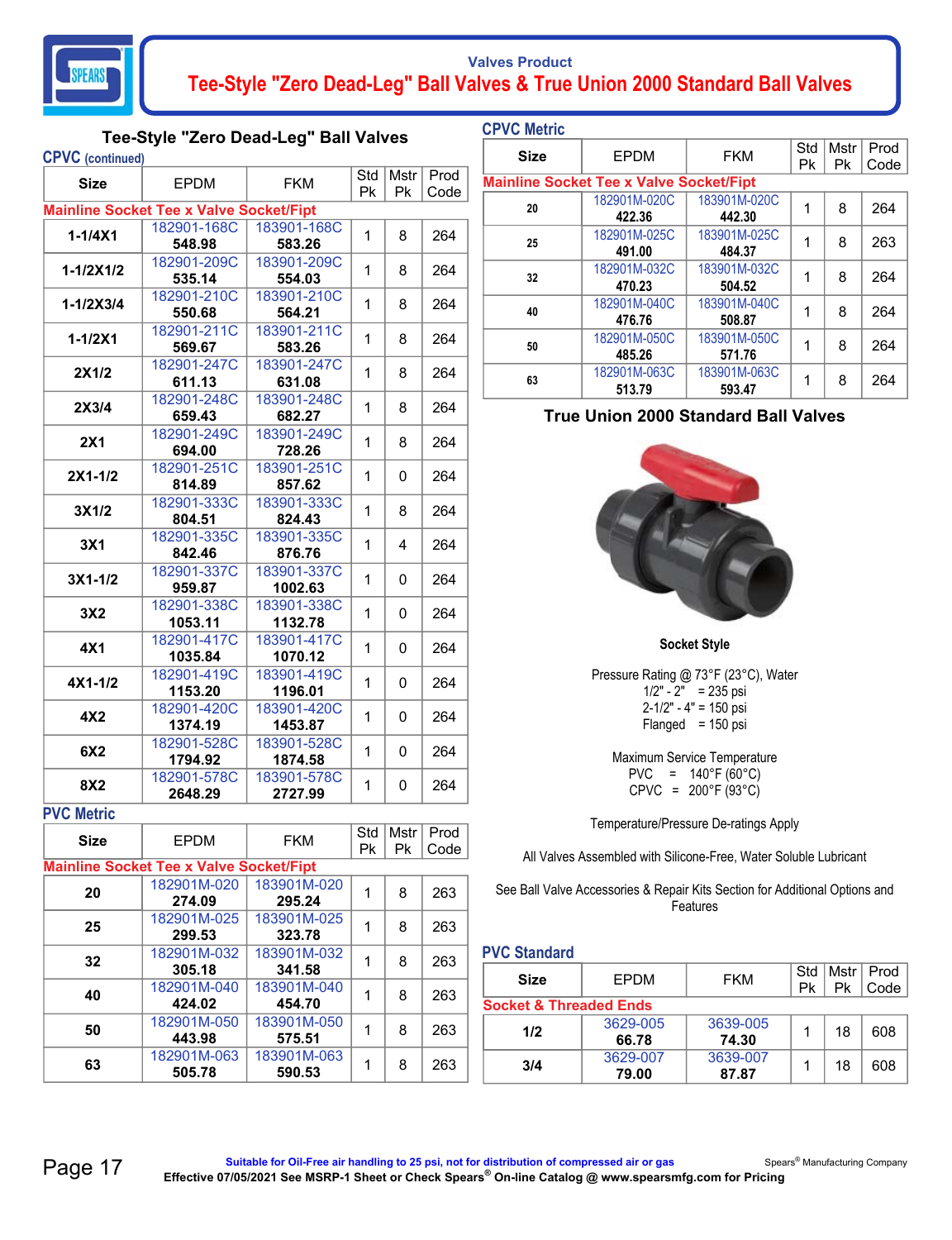# Valves Product

## Tee-Style "Zero Dead-Leg" Ball Valves & True Union 2000 Standard Ball Valves

### Tee-Style "Zero Dead-Leg" Ball Valves

**CPVC** (continued)

| Size | EPDM | FKM | Std Pk | Mstr Pk | Prod Code |
|---|---|---|---|---|---|
| **Mainline Socket Tee x Valve Socket/Fipt** | | | | | |
| 1-1/4X1 | 182901-168C **548.98** | 183901-168C **583.26** | 1 | 8 | 264 |
| 1-1/2X1/2 | 182901-209C **535.14** | 183901-209C **554.03** | 1 | 8 | 264 |
| 1-1/2X3/4 | 182901-210C **550.68** | 183901-210C **564.21** | 1 | 8 | 264 |
| 1-1/2X1 | 182901-211C **569.67** | 183901-211C **583.26** | 1 | 8 | 264 |
| 2X1/2 | 182901-247C **611.13** | 183901-247C **631.08** | 1 | 8 | 264 |
| 2X3/4 | 182901-248C **659.43** | 183901-248C **682.27** | 1 | 8 | 264 |
| 2X1 | 182901-249C **694.00** | 183901-249C **728.26** | 1 | 8 | 264 |
| 2X1-1/2 | 182901-251C **814.89** | 183901-251C **857.62** | 1 | 0 | 264 |
| 3X1/2 | 182901-333C **804.51** | 183901-333C **824.43** | 1 | 8 | 264 |
| 3X1 | 182901-335C **842.46** | 183901-335C **876.76** | 1 | 4 | 264 |
| 3X1-1/2 | 182901-337C **959.87** | 183901-337C **1002.63** | 1 | 0 | 264 |
| 3X2 | 182901-338C **1053.11** | 183901-338C **1132.78** | 1 | 0 | 264 |
| 4X1 | 182901-417C **1035.84** | 183901-417C **1070.12** | 1 | 0 | 264 |
| 4X1-1/2 | 182901-419C **1153.20** | 183901-419C **1196.01** | 1 | 0 | 264 |
| 4X2 | 182901-420C **1374.19** | 183901-420C **1453.87** | 1 | 0 | 264 |
| 6X2 | 182901-528C **1794.92** | 183901-528C **1874.58** | 1 | 0 | 264 |
| 8X2 | 182901-578C **2648.29** | 183901-578C **2727.99** | 1 | 0 | 264 |

**PVC Metric**

| Size | EPDM | FKM | Std Pk | Mstr Pk | Prod Code |
|---|---|---|---|---|---|
| **Mainline Socket Tee x Valve Socket/Fipt** | | | | | |
| 20 | 182901M-020 **274.09** | 183901M-020 **295.24** | 1 | 8 | 263 |
| 25 | 182901M-025 **299.53** | 183901M-025 **323.78** | 1 | 8 | 263 |
| 32 | 182901M-032 **305.18** | 183901M-032 **341.58** | 1 | 8 | 263 |
| 40 | 182901M-040 **424.02** | 183901M-040 **454.70** | 1 | 8 | 263 |
| 50 | 182901M-050 **443.98** | 183901M-050 **575.51** | 1 | 8 | 263 |
| 63 | 182901M-063 **505.78** | 183901M-063 **590.53** | 1 | 8 | 263 |

**CPVC Metric**

| Size | EPDM | FKM | Std Pk | Mstr Pk | Prod Code |
|---|---|---|---|---|---|
| **Mainline Socket Tee x Valve Socket/Fipt** | | | | | |
| 20 | 182901M-020C **422.36** | 183901M-020C **442.30** | 1 | 8 | 264 |
| 25 | 182901M-025C **491.00** | 183901M-025C **484.37** | 1 | 8 | 263 |
| 32 | 182901M-032C **470.23** | 183901M-032C **504.52** | 1 | 8 | 264 |
| 40 | 182901M-040C **476.76** | 183901M-040C **508.87** | 1 | 8 | 264 |
| 50 | 182901M-050C **485.26** | 183901M-050C **571.76** | 1 | 8 | 264 |
| 63 | 182901M-063C **513.79** | 183901M-063C **593.47** | 1 | 8 | 264 |

### True Union 2000 Standard Ball Valves

**Socket Style**

Pressure Rating @ 73°F (23°C), Water
1/2" - 2" = 235 psi
2-1/2" - 4" = 150 psi
Flanged = 150 psi

Maximum Service Temperature
PVC = 140°F (60°C)
CPVC = 200°F (93°C)

Temperature/Pressure De-ratings Apply

All Valves Assembled with Silicone-Free, Water Soluble Lubricant

See Ball Valve Accessories & Repair Kits Section for Additional Options and Features

**PVC Standard**

| Size | EPDM | FKM | Std Pk | Mstr Pk | Prod Code |
|---|---|---|---|---|---|
| **Socket & Threaded Ends** | | | | | |
| 1/2 | 3629-005 **66.78** | 3639-005 **74.30** | 1 | 18 | 608 |
| 3/4 | 3629-007 **79.00** | 3639-007 **87.87** | 1 | 18 | 608 |

Suitable for Oil-Free air handling to 25 psi, not for distribution of compressed air or gas

Effective 07/05/2021 See MSRP-1 Sheet or Check Spears® On-line Catalog @ www.spearsmfg.com for Pricing